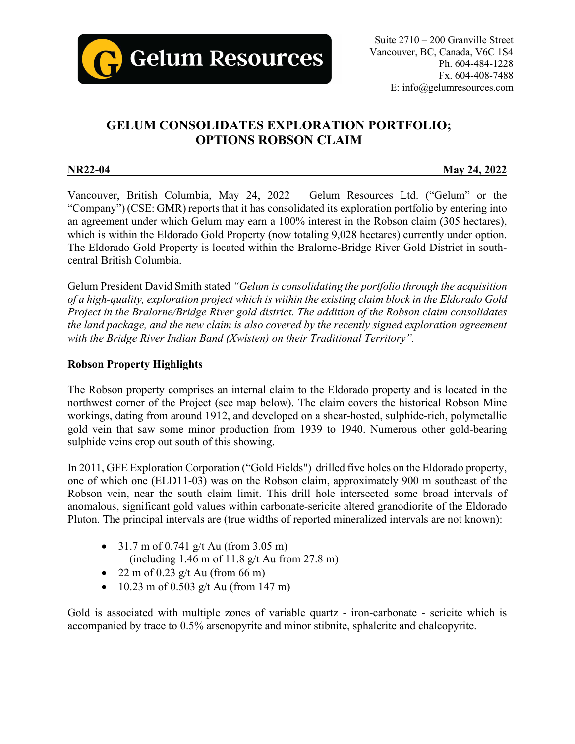Gelum Resources

Suite 2710 – 200 Granville Street
Vancouver, BC, Canada, V6C 1S4
Ph. 604-484-1228
Fx. 604-408-7488
E: info@gelumresources.com

# GELUM CONSOLIDATES EXPLORATION PORTFOLIO; OPTIONS ROBSON CLAIM

**NR22-04** **May 24, 2022**

Vancouver, British Columbia, May 24, 2022 – Gelum Resources Ltd. ("Gelum" or the "Company") (CSE: GMR) reports that it has consolidated its exploration portfolio by entering into an agreement under which Gelum may earn a 100% interest in the Robson claim (305 hectares), which is within the Eldorado Gold Property (now totaling 9,028 hectares) currently under option. The Eldorado Gold Property is located within the Bralorne-Bridge River Gold District in south-central British Columbia.

Gelum President David Smith stated *"Gelum is consolidating the portfolio through the acquisition of a high-quality, exploration project which is within the existing claim block in the Eldorado Gold Project in the Bralorne/Bridge River gold district. The addition of the Robson claim consolidates the land package, and the new claim is also covered by the recently signed exploration agreement with the Bridge River Indian Band (Xwísten) on their Traditional Territory"*.

## Robson Property Highlights

The Robson property comprises an internal claim to the Eldorado property and is located in the northwest corner of the Project (see map below). The claim covers the historical Robson Mine workings, dating from around 1912, and developed on a shear-hosted, sulphide-rich, polymetallic gold vein that saw some minor production from 1939 to 1940. Numerous other gold-bearing sulphide veins crop out south of this showing.

In 2011, GFE Exploration Corporation ("Gold Fields") drilled five holes on the Eldorado property, one of which one (ELD11-03) was on the Robson claim, approximately 900 m southeast of the Robson vein, near the south claim limit. This drill hole intersected some broad intervals of anomalous, significant gold values within carbonate-sericite altered granodiorite of the Eldorado Pluton. The principal intervals are (true widths of reported mineralized intervals are not known):

- 31.7 m of 0.741 g/t Au (from 3.05 m)
  (including 1.46 m of 11.8 g/t Au from 27.8 m)
- 22 m of 0.23 g/t Au (from 66 m)
- 10.23 m of 0.503 g/t Au (from 147 m)

Gold is associated with multiple zones of variable quartz - iron-carbonate - sericite which is accompanied by trace to 0.5% arsenopyrite and minor stibnite, sphalerite and chalcopyrite.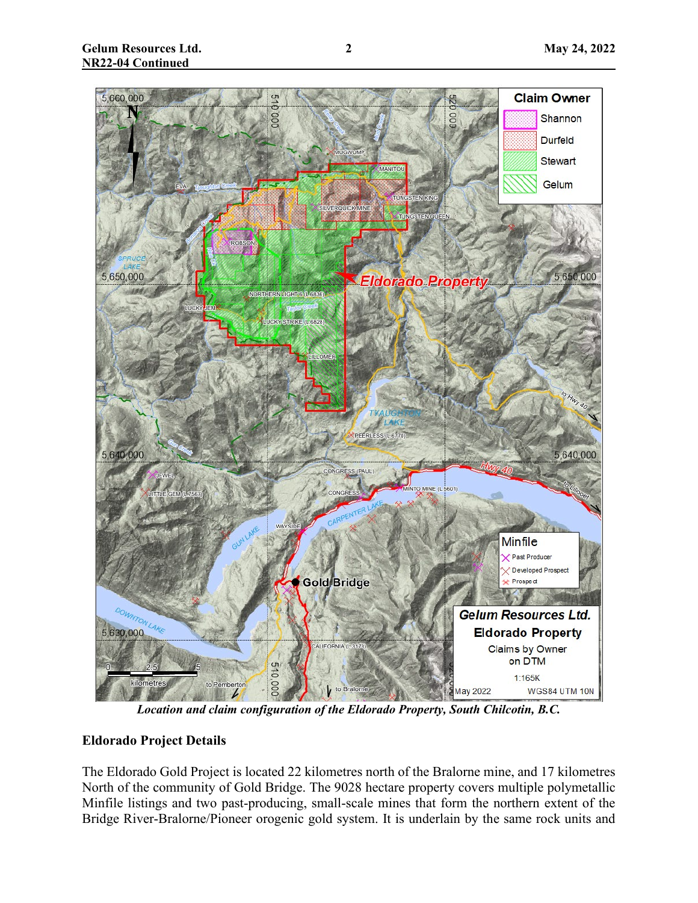*Location and claim configuration of the Eldorado Property, South Chilcotin, B.C.*

**Eldorado Project Details**

The Eldorado Gold Project is located 22 kilometres north of the Bralorne mine, and 17 kilometres North of the community of Gold Bridge. The 9028 hectare property covers multiple polymetallic Minfile listings and two past-producing, small-scale mines that form the northern extent of the Bridge River-Bralorne/Pioneer orogenic gold system. It is underlain by the same rock units and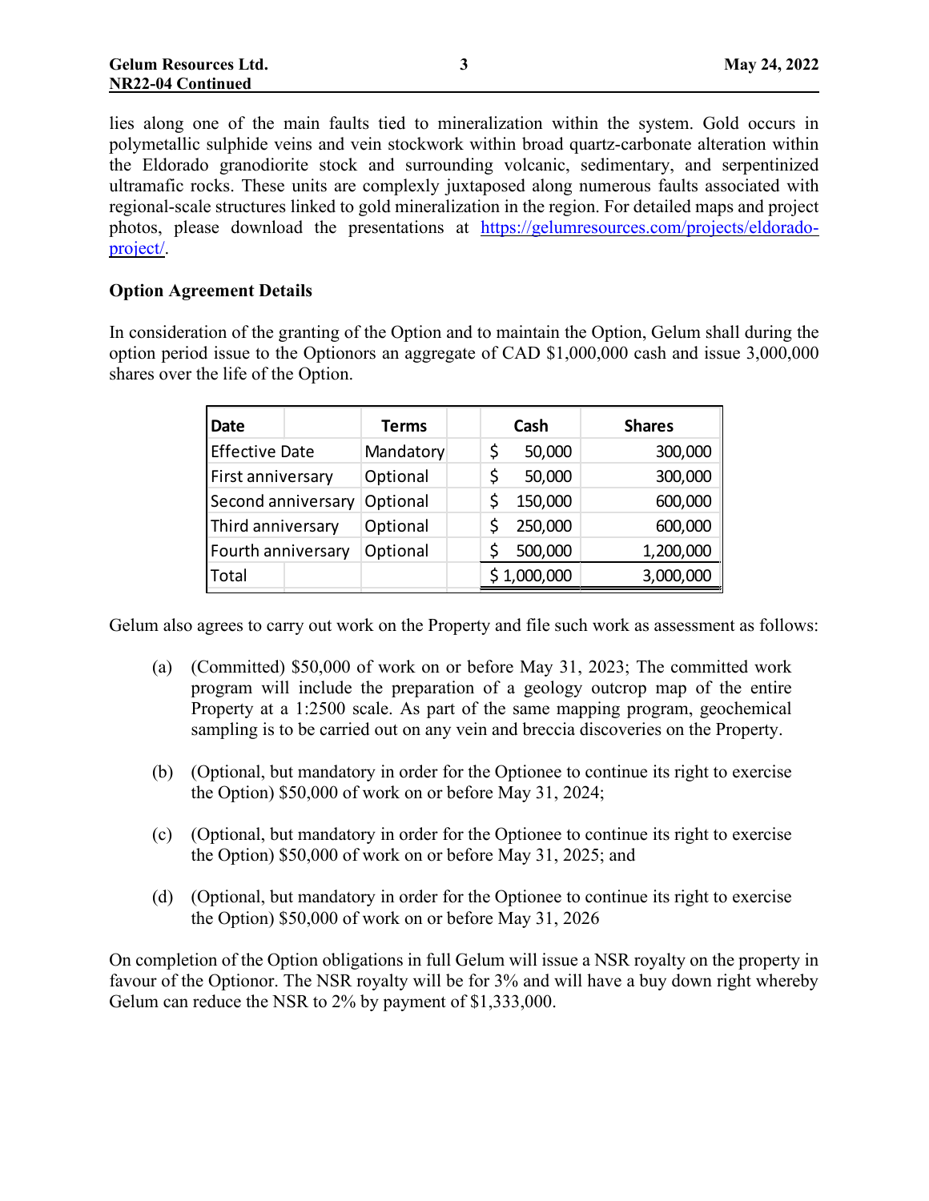lies along one of the main faults tied to mineralization within the system. Gold occurs in polymetallic sulphide veins and vein stockwork within broad quartz-carbonate alteration within the Eldorado granodiorite stock and surrounding volcanic, sedimentary, and serpentinized ultramafic rocks. These units are complexly juxtaposed along numerous faults associated with regional-scale structures linked to gold mineralization in the region. For detailed maps and project photos, please download the presentations at [https://gelumresources.com/projects/eldorado-project/](https://gelumresources.com/projects/eldorado-project/).

**Option Agreement Details**

In consideration of the granting of the Option and to maintain the Option, Gelum shall during the option period issue to the Optionors an aggregate of CAD $1,000,000 cash and issue 3,000,000 shares over the life of the Option.

| Date | Terms | Cash | Shares |
|---|---|---|---|
| Effective Date | Mandatory | $ 50,000 | 300,000 |
| First anniversary | Optional | $ 50,000 | 300,000 |
| Second anniversary | Optional | $ 150,000 | 600,000 |
| Third anniversary | Optional | $ 250,000 | 600,000 |
| Fourth anniversary | Optional | $ 500,000 | 1,200,000 |
| Total | | $ 1,000,000 | 3,000,000 |

Gelum also agrees to carry out work on the Property and file such work as assessment as follows:

(a) (Committed) $50,000 of work on or before May 31, 2023; The committed work program will include the preparation of a geology outcrop map of the entire Property at a 1:2500 scale. As part of the same mapping program, geochemical sampling is to be carried out on any vein and breccia discoveries on the Property.

(b) (Optional, but mandatory in order for the Optionee to continue its right to exercise the Option) $50,000 of work on or before May 31, 2024;

(c) (Optional, but mandatory in order for the Optionee to continue its right to exercise the Option) $50,000 of work on or before May 31, 2025; and

(d) (Optional, but mandatory in order for the Optionee to continue its right to exercise the Option) $50,000 of work on or before May 31, 2026

On completion of the Option obligations in full Gelum will issue a NSR royalty on the property in favour of the Optionor. The NSR royalty will be for 3% and will have a buy down right whereby Gelum can reduce the NSR to 2% by payment of $1,333,000.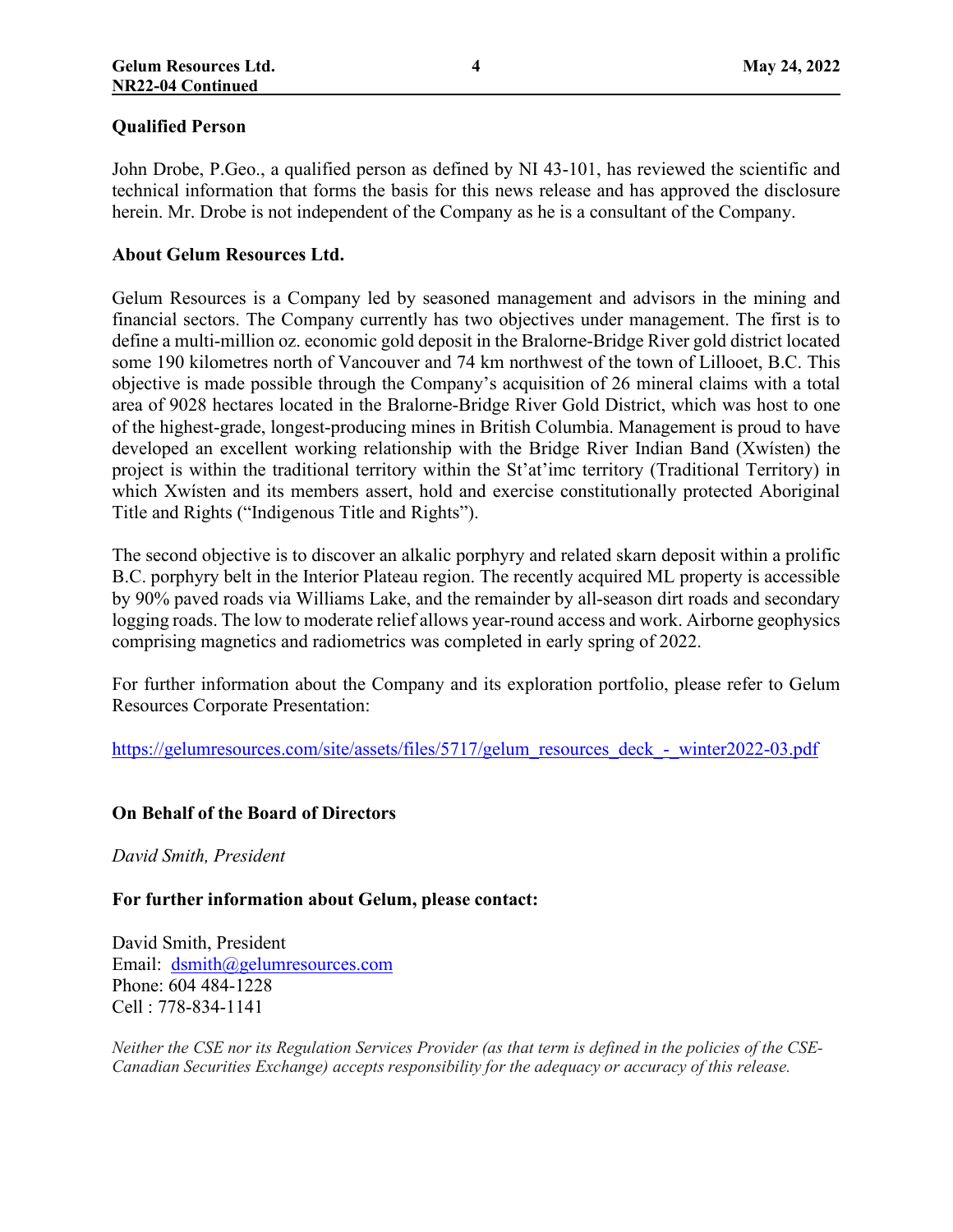## Qualified Person

John Drobe, P.Geo., a qualified person as defined by NI 43-101, has reviewed the scientific and technical information that forms the basis for this news release and has approved the disclosure herein. Mr. Drobe is not independent of the Company as he is a consultant of the Company.

## About Gelum Resources Ltd.

Gelum Resources is a Company led by seasoned management and advisors in the mining and financial sectors. The Company currently has two objectives under management. The first is to define a multi-million oz. economic gold deposit in the Bralorne-Bridge River gold district located some 190 kilometres north of Vancouver and 74 km northwest of the town of Lillooet, B.C. This objective is made possible through the Company's acquisition of 26 mineral claims with a total area of 9028 hectares located in the Bralorne-Bridge River Gold District, which was host to one of the highest-grade, longest-producing mines in British Columbia. Management is proud to have developed an excellent working relationship with the Bridge River Indian Band (Xwísten) the project is within the traditional territory within the St'at'imc territory (Traditional Territory) in which Xwísten and its members assert, hold and exercise constitutionally protected Aboriginal Title and Rights ("Indigenous Title and Rights").

The second objective is to discover an alkalic porphyry and related skarn deposit within a prolific B.C. porphyry belt in the Interior Plateau region. The recently acquired ML property is accessible by 90% paved roads via Williams Lake, and the remainder by all-season dirt roads and secondary logging roads. The low to moderate relief allows year-round access and work. Airborne geophysics comprising magnetics and radiometrics was completed in early spring of 2022.

For further information about the Company and its exploration portfolio, please refer to Gelum Resources Corporate Presentation:

https://gelumresources.com/site/assets/files/5717/gelum_resources_deck_-_winter2022-03.pdf

**On Behalf of the Board of Directors**

*David Smith, President*

**For further information about Gelum, please contact:**

David Smith, President
Email: dsmith@gelumresources.com
Phone: 604 484-1228
Cell : 778-834-1141

*Neither the CSE nor its Regulation Services Provider (as that term is defined in the policies of the CSE-Canadian Securities Exchange) accepts responsibility for the adequacy or accuracy of this release.*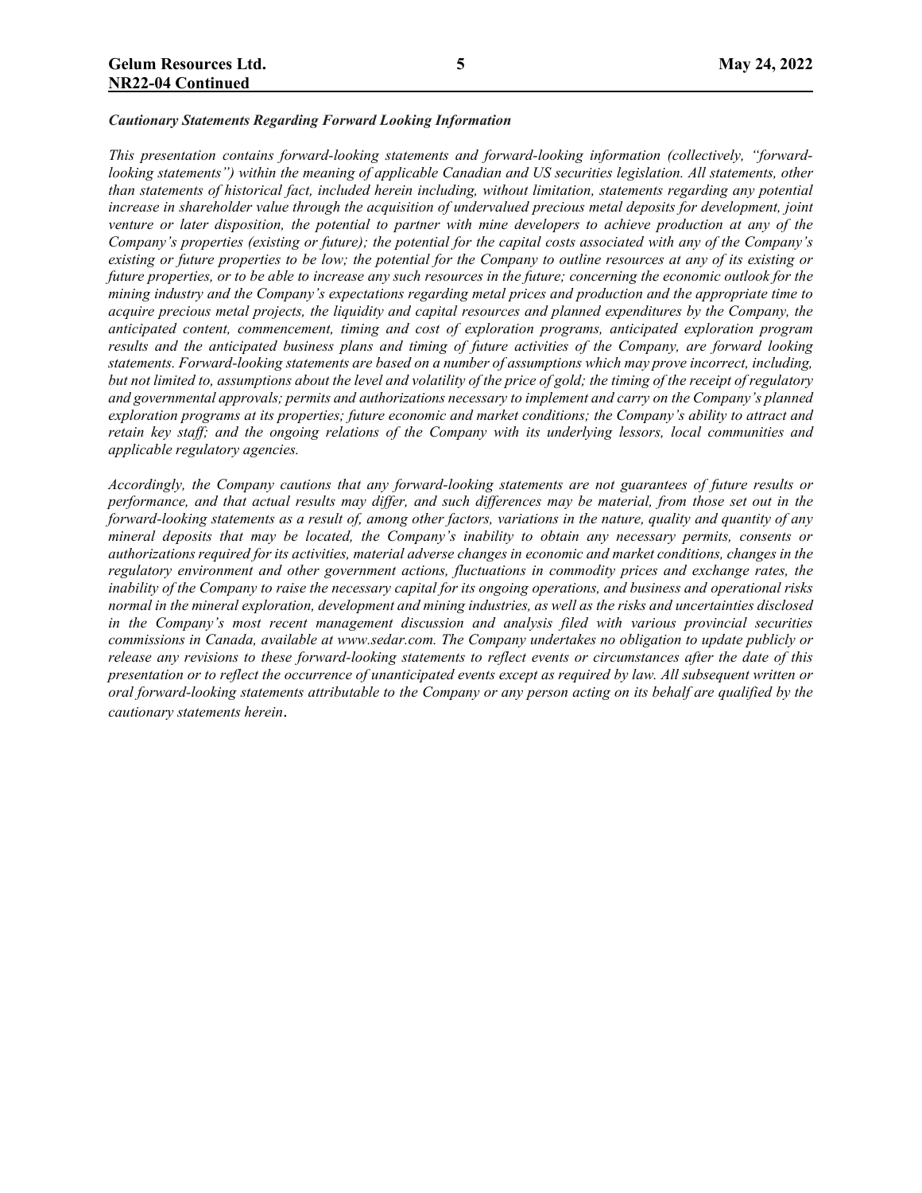***Cautionary Statements Regarding Forward Looking Information***

*This presentation contains forward-looking statements and forward-looking information (collectively, "forward-looking statements") within the meaning of applicable Canadian and US securities legislation. All statements, other than statements of historical fact, included herein including, without limitation, statements regarding any potential increase in shareholder value through the acquisition of undervalued precious metal deposits for development, joint venture or later disposition, the potential to partner with mine developers to achieve production at any of the Company's properties (existing or future); the potential for the capital costs associated with any of the Company's existing or future properties to be low; the potential for the Company to outline resources at any of its existing or future properties, or to be able to increase any such resources in the future; concerning the economic outlook for the mining industry and the Company's expectations regarding metal prices and production and the appropriate time to acquire precious metal projects, the liquidity and capital resources and planned expenditures by the Company, the anticipated content, commencement, timing and cost of exploration programs, anticipated exploration program results and the anticipated business plans and timing of future activities of the Company, are forward looking statements. Forward-looking statements are based on a number of assumptions which may prove incorrect, including, but not limited to, assumptions about the level and volatility of the price of gold; the timing of the receipt of regulatory and governmental approvals; permits and authorizations necessary to implement and carry on the Company's planned exploration programs at its properties; future economic and market conditions; the Company's ability to attract and retain key staff; and the ongoing relations of the Company with its underlying lessors, local communities and applicable regulatory agencies.*

*Accordingly, the Company cautions that any forward-looking statements are not guarantees of future results or performance, and that actual results may differ, and such differences may be material, from those set out in the forward-looking statements as a result of, among other factors, variations in the nature, quality and quantity of any mineral deposits that may be located, the Company's inability to obtain any necessary permits, consents or authorizations required for its activities, material adverse changes in economic and market conditions, changes in the regulatory environment and other government actions, fluctuations in commodity prices and exchange rates, the inability of the Company to raise the necessary capital for its ongoing operations, and business and operational risks normal in the mineral exploration, development and mining industries, as well as the risks and uncertainties disclosed in the Company's most recent management discussion and analysis filed with various provincial securities commissions in Canada, available at www.sedar.com. The Company undertakes no obligation to update publicly or release any revisions to these forward-looking statements to reflect events or circumstances after the date of this presentation or to reflect the occurrence of unanticipated events except as required by law. All subsequent written or oral forward-looking statements attributable to the Company or any person acting on its behalf are qualified by the cautionary statements herein.*